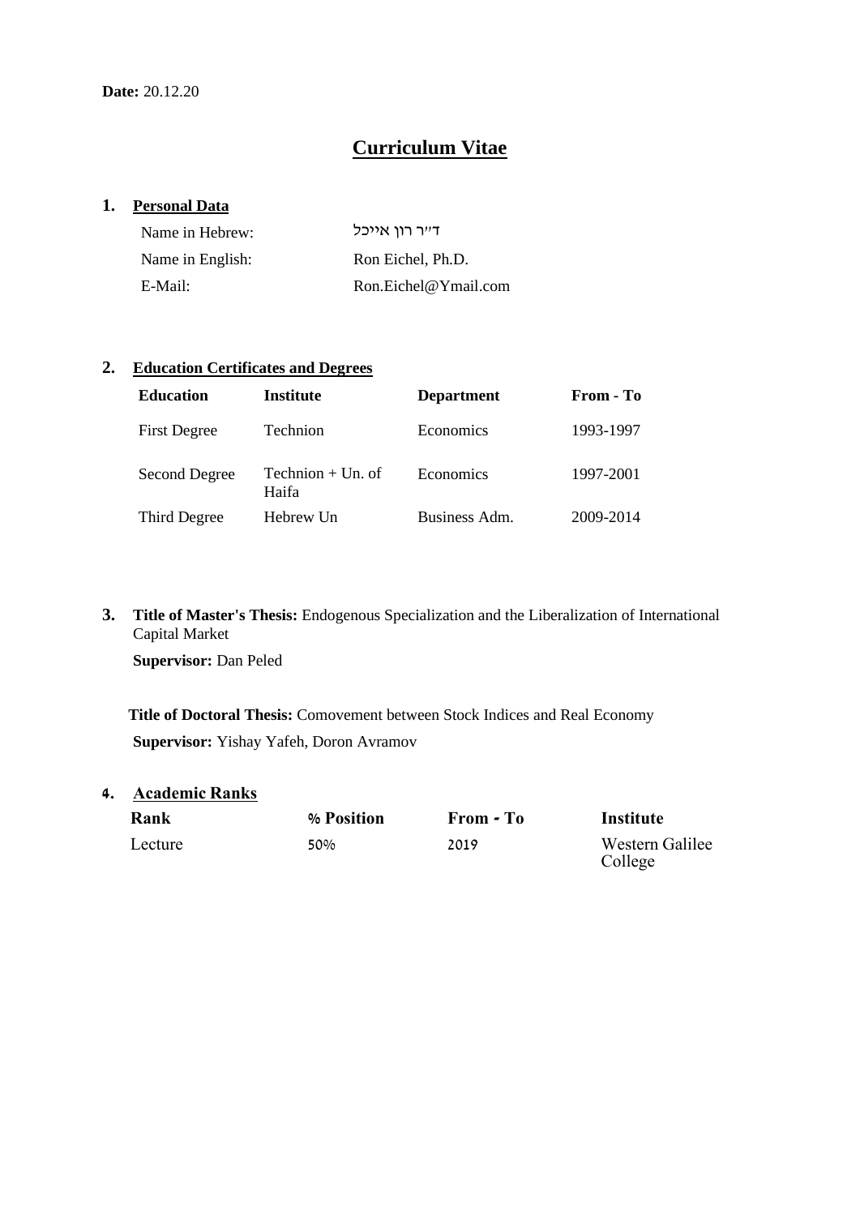**Date:** 20.12.20

# Curriculum Vitae

## 1. Personal Data

| | |
|---|---|
| Name in Hebrew: | ד"ר רון אייכל |
| Name in English: | Ron Eichel, Ph.D. |
| E-Mail: | Ron.Eichel@Ymail.com |

## 2. Education Certificates and Degrees

| Education | Institute | Department | From - To |
|---|---|---|---|
| First Degree | Technion | Economics | 1993-1997 |
| Second Degree | Technion + Un. of Haifa | Economics | 1997-2001 |
| Third Degree | Hebrew Un | Business Adm. | 2009-2014 |

## 3. Title of Master's Thesis: Endogenous Specialization and the Liberalization of International Capital Market

**Supervisor:** Dan Peled

**Title of Doctoral Thesis:** Comovement between Stock Indices and Real Economy

**Supervisor:** Yishay Yafeh, Doron Avramov

## 4. Academic Ranks

| Rank | % Position | From - To | Institute |
|---|---|---|---|
| Lecture | 50% | 2019 | Western Galilee College |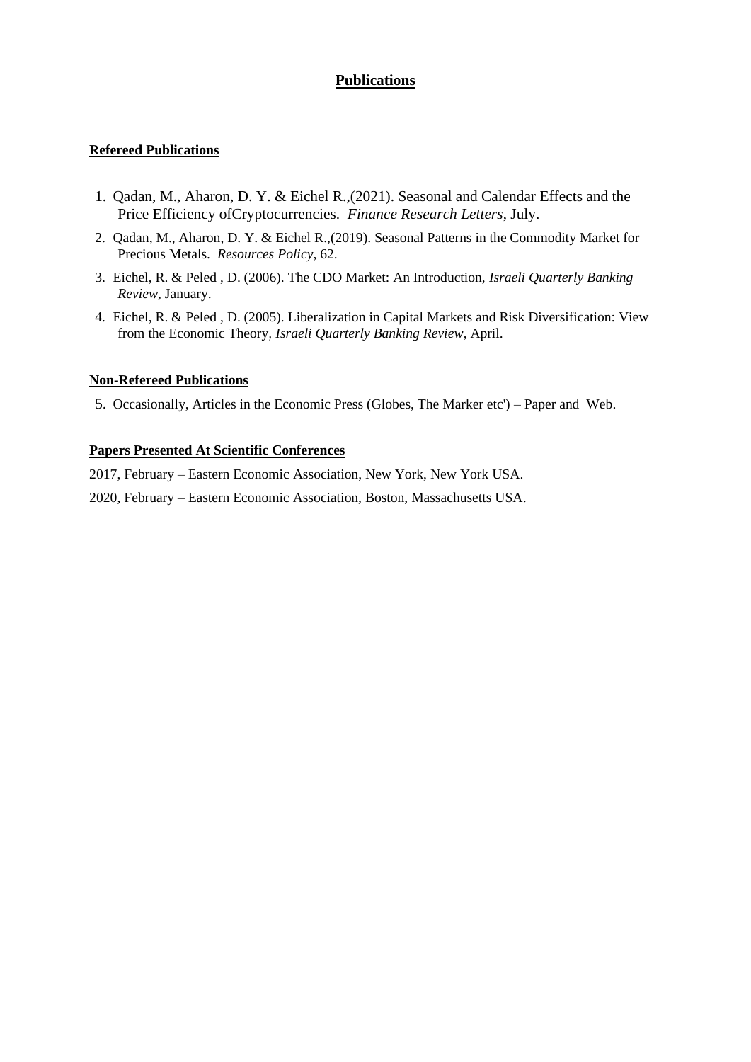# Publications

## Refereed Publications

1. Qadan, M., Aharon, D. Y. & Eichel R.,(2021). Seasonal and Calendar Effects and the Price Efficiency ofCryptocurrencies. *Finance Research Letters*, July.
2. Qadan, M., Aharon, D. Y. & Eichel R.,(2019). Seasonal Patterns in the Commodity Market for Precious Metals. *Resources Policy*, 62.
3. Eichel, R. & Peled , D. (2006). The CDO Market: An Introduction, *Israeli Quarterly Banking Review*, January.
4. Eichel, R. & Peled , D. (2005). Liberalization in Capital Markets and Risk Diversification: View from the Economic Theory, *Israeli Quarterly Banking Review*, April.

## Non-Refereed Publications

5. Occasionally, Articles in the Economic Press (Globes, The Marker etc') – Paper and Web.

## Papers Presented At Scientific Conferences

2017, February – Eastern Economic Association, New York, New York USA.

2020, February – Eastern Economic Association, Boston, Massachusetts USA.